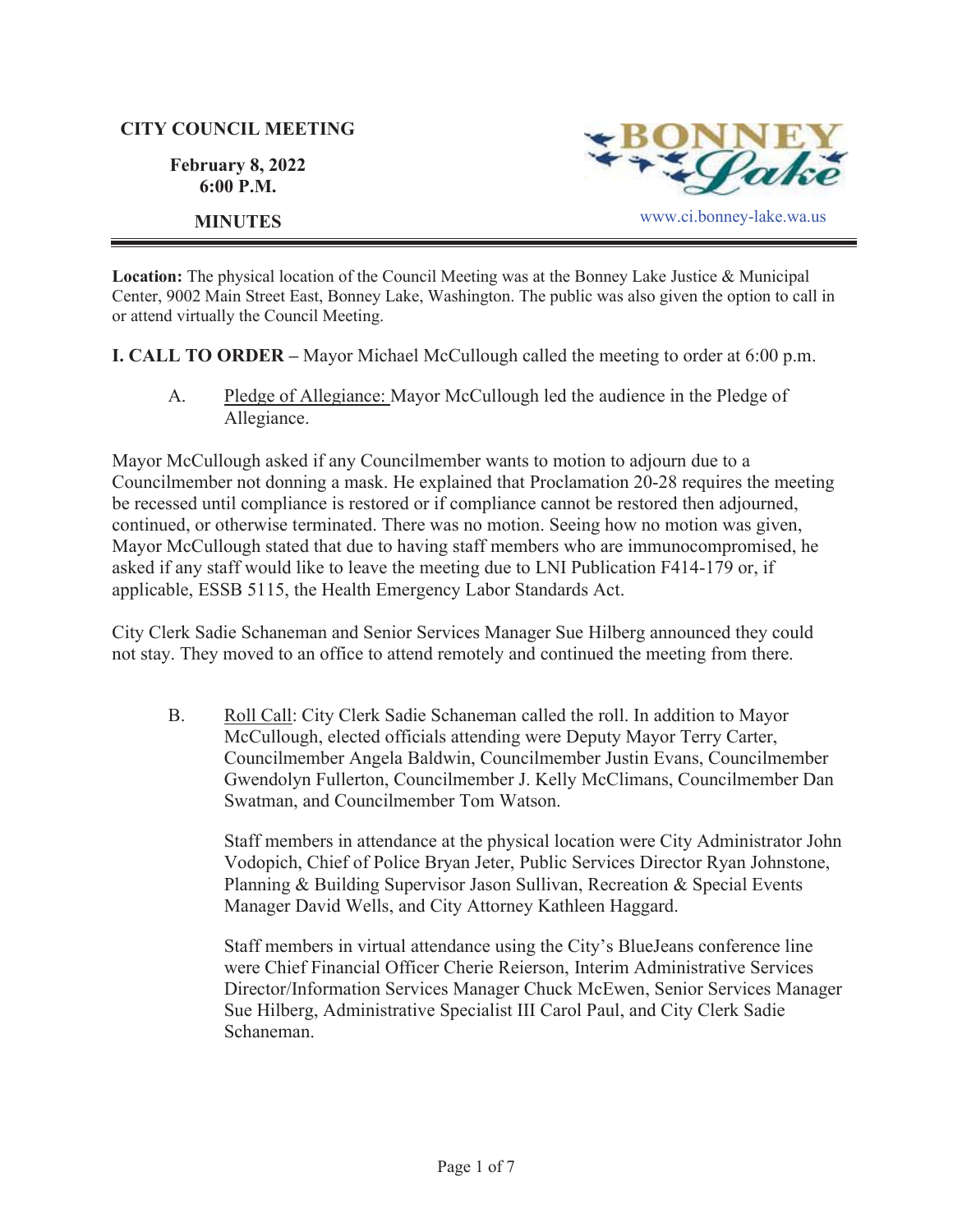**CITY COUNCIL MEETING**

**February 8, 2022**
**6:00 P.M.**

**MINUTES**

BONNEY Lake
www.ci.bonney-lake.wa.us

---

**Location:** The physical location of the Council Meeting was at the Bonney Lake Justice & Municipal Center, 9002 Main Street East, Bonney Lake, Washington. The public was also given the option to call in or attend virtually the Council Meeting.

**I. CALL TO ORDER –** Mayor Michael McCullough called the meeting to order at 6:00 p.m.

A. Pledge of Allegiance: Mayor McCullough led the audience in the Pledge of Allegiance.

Mayor McCullough asked if any Councilmember wants to motion to adjourn due to a Councilmember not donning a mask. He explained that Proclamation 20-28 requires the meeting be recessed until compliance is restored or if compliance cannot be restored then adjourned, continued, or otherwise terminated. There was no motion. Seeing how no motion was given, Mayor McCullough stated that due to having staff members who are immunocompromised, he asked if any staff would like to leave the meeting due to LNI Publication F414-179 or, if applicable, ESSB 5115, the Health Emergency Labor Standards Act.

City Clerk Sadie Schaneman and Senior Services Manager Sue Hilberg announced they could not stay. They moved to an office to attend remotely and continued the meeting from there.

B. Roll Call: City Clerk Sadie Schaneman called the roll. In addition to Mayor McCullough, elected officials attending were Deputy Mayor Terry Carter, Councilmember Angela Baldwin, Councilmember Justin Evans, Councilmember Gwendolyn Fullerton, Councilmember J. Kelly McClimans, Councilmember Dan Swatman, and Councilmember Tom Watson.

Staff members in attendance at the physical location were City Administrator John Vodopich, Chief of Police Bryan Jeter, Public Services Director Ryan Johnstone, Planning & Building Supervisor Jason Sullivan, Recreation & Special Events Manager David Wells, and City Attorney Kathleen Haggard.

Staff members in virtual attendance using the City's BlueJeans conference line were Chief Financial Officer Cherie Reierson, Interim Administrative Services Director/Information Services Manager Chuck McEwen, Senior Services Manager Sue Hilberg, Administrative Specialist III Carol Paul, and City Clerk Sadie Schaneman.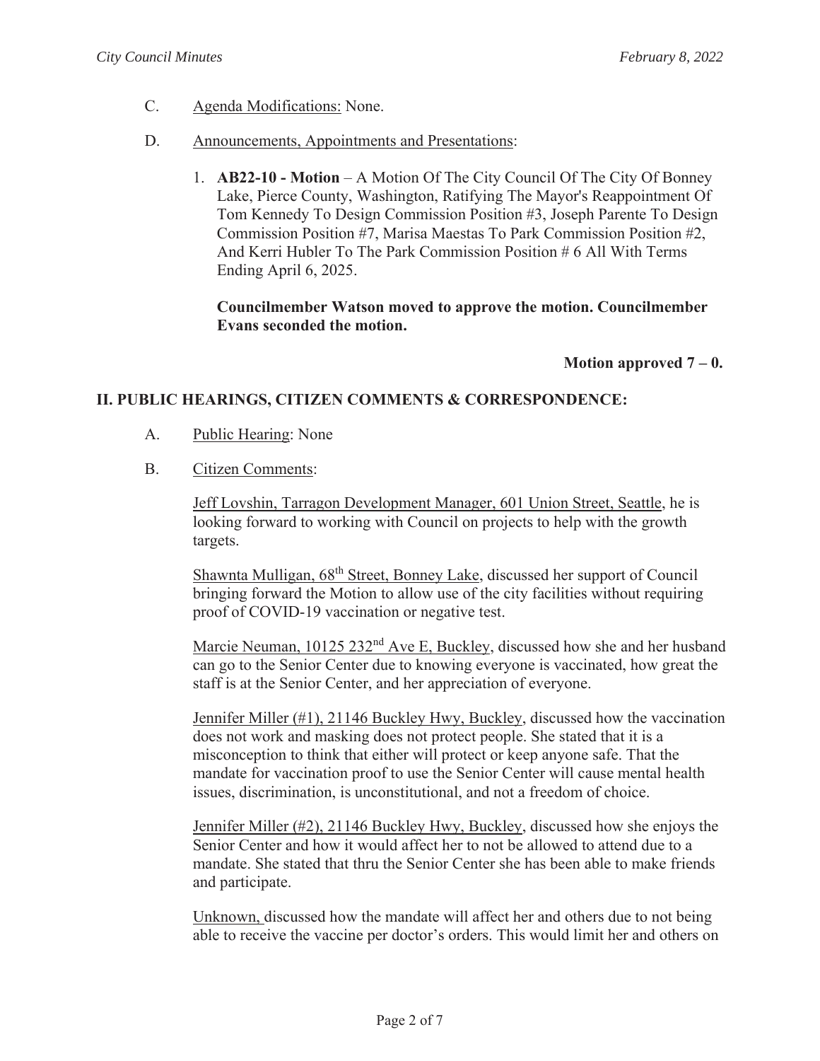C. Agenda Modifications: None.

D. Announcements, Appointments and Presentations:

1. **AB22-10 - Motion** – A Motion Of The City Council Of The City Of Bonney Lake, Pierce County, Washington, Ratifying The Mayor's Reappointment Of Tom Kennedy To Design Commission Position #3, Joseph Parente To Design Commission Position #7, Marisa Maestas To Park Commission Position #2, And Kerri Hubler To The Park Commission Position # 6 All With Terms Ending April 6, 2025.

   **Councilmember Watson moved to approve the motion. Councilmember Evans seconded the motion.**

   **Motion approved 7 – 0.**

## II. PUBLIC HEARINGS, CITIZEN COMMENTS & CORRESPONDENCE:

A. Public Hearing: None

B. Citizen Comments:

Jeff Lovshin, Tarragon Development Manager, 601 Union Street, Seattle, he is looking forward to working with Council on projects to help with the growth targets.

Shawnta Mulligan, 68th Street, Bonney Lake, discussed her support of Council bringing forward the Motion to allow use of the city facilities without requiring proof of COVID-19 vaccination or negative test.

Marcie Neuman, 10125 232nd Ave E, Buckley, discussed how she and her husband can go to the Senior Center due to knowing everyone is vaccinated, how great the staff is at the Senior Center, and her appreciation of everyone.

Jennifer Miller (#1), 21146 Buckley Hwy, Buckley, discussed how the vaccination does not work and masking does not protect people. She stated that it is a misconception to think that either will protect or keep anyone safe. That the mandate for vaccination proof to use the Senior Center will cause mental health issues, discrimination, is unconstitutional, and not a freedom of choice.

Jennifer Miller (#2), 21146 Buckley Hwy, Buckley, discussed how she enjoys the Senior Center and how it would affect her to not be allowed to attend due to a mandate. She stated that thru the Senior Center she has been able to make friends and participate.

Unknown, discussed how the mandate will affect her and others due to not being able to receive the vaccine per doctor's orders. This would limit her and others on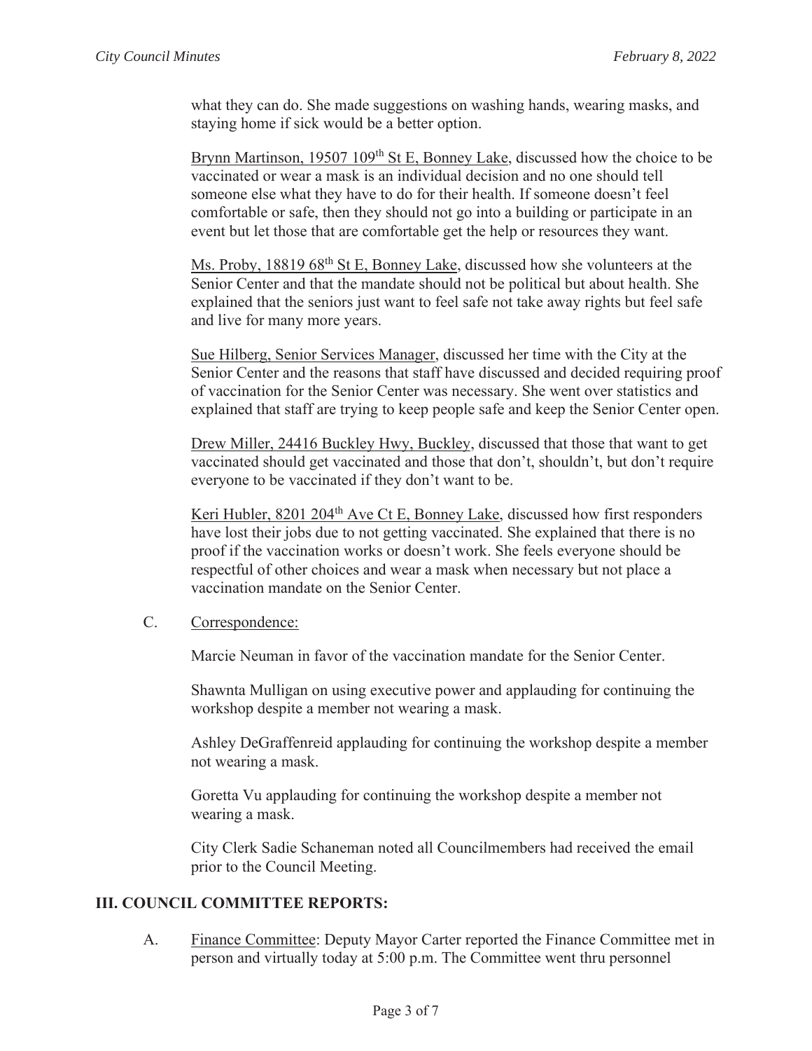what they can do. She made suggestions on washing hands, wearing masks, and staying home if sick would be a better option.

Brynn Martinson, 19507 109th St E, Bonney Lake, discussed how the choice to be vaccinated or wear a mask is an individual decision and no one should tell someone else what they have to do for their health. If someone doesn't feel comfortable or safe, then they should not go into a building or participate in an event but let those that are comfortable get the help or resources they want.

Ms. Proby, 18819 68th St E, Bonney Lake, discussed how she volunteers at the Senior Center and that the mandate should not be political but about health. She explained that the seniors just want to feel safe not take away rights but feel safe and live for many more years.

Sue Hilberg, Senior Services Manager, discussed her time with the City at the Senior Center and the reasons that staff have discussed and decided requiring proof of vaccination for the Senior Center was necessary. She went over statistics and explained that staff are trying to keep people safe and keep the Senior Center open.

Drew Miller, 24416 Buckley Hwy, Buckley, discussed that those that want to get vaccinated should get vaccinated and those that don't, shouldn't, but don't require everyone to be vaccinated if they don't want to be.

Keri Hubler, 8201 204th Ave Ct E, Bonney Lake, discussed how first responders have lost their jobs due to not getting vaccinated. She explained that there is no proof if the vaccination works or doesn't work. She feels everyone should be respectful of other choices and wear a mask when necessary but not place a vaccination mandate on the Senior Center.

C. Correspondence:

Marcie Neuman in favor of the vaccination mandate for the Senior Center.

Shawnta Mulligan on using executive power and applauding for continuing the workshop despite a member not wearing a mask.

Ashley DeGraffenreid applauding for continuing the workshop despite a member not wearing a mask.

Goretta Vu applauding for continuing the workshop despite a member not wearing a mask.

City Clerk Sadie Schaneman noted all Councilmembers had received the email prior to the Council Meeting.

## III. COUNCIL COMMITTEE REPORTS:

A. Finance Committee: Deputy Mayor Carter reported the Finance Committee met in person and virtually today at 5:00 p.m. The Committee went thru personnel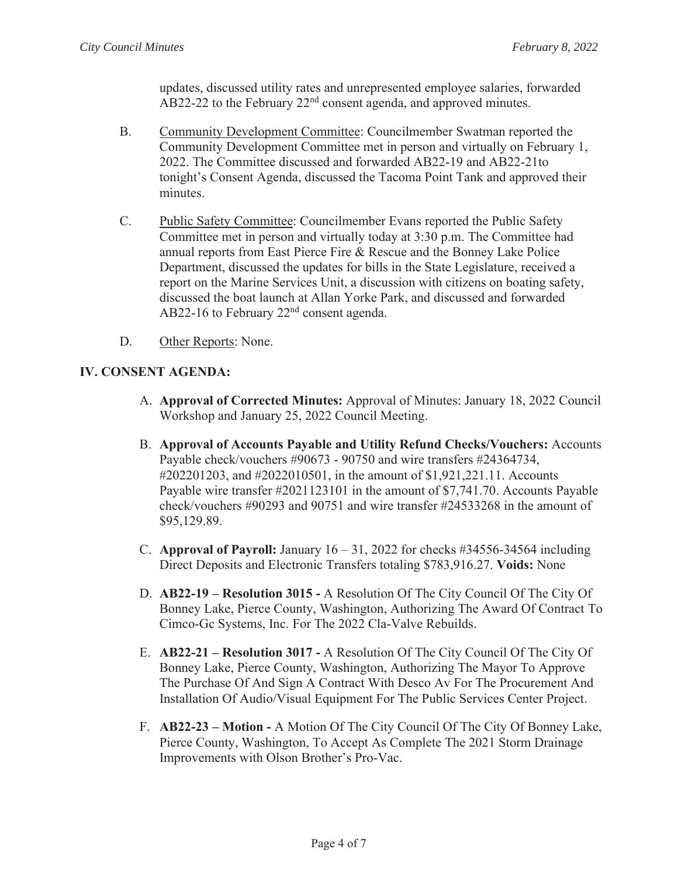updates, discussed utility rates and unrepresented employee salaries, forwarded AB22-22 to the February 22nd consent agenda, and approved minutes.

B. Community Development Committee: Councilmember Swatman reported the Community Development Committee met in person and virtually on February 1, 2022. The Committee discussed and forwarded AB22-19 and AB22-21to tonight's Consent Agenda, discussed the Tacoma Point Tank and approved their minutes.

C. Public Safety Committee: Councilmember Evans reported the Public Safety Committee met in person and virtually today at 3:30 p.m. The Committee had annual reports from East Pierce Fire & Rescue and the Bonney Lake Police Department, discussed the updates for bills in the State Legislature, received a report on the Marine Services Unit, a discussion with citizens on boating safety, discussed the boat launch at Allan Yorke Park, and discussed and forwarded AB22-16 to February 22nd consent agenda.

D. Other Reports: None.

## IV. CONSENT AGENDA:

A. **Approval of Corrected Minutes:** Approval of Minutes: January 18, 2022 Council Workshop and January 25, 2022 Council Meeting.

B. **Approval of Accounts Payable and Utility Refund Checks/Vouchers:** Accounts Payable check/vouchers #90673 - 90750 and wire transfers #24364734, #202201203, and #2022010501, in the amount of $1,921,221.11. Accounts Payable wire transfer #2021123101 in the amount of $7,741.70. Accounts Payable check/vouchers #90293 and 90751 and wire transfer #24533268 in the amount of $95,129.89.

C. **Approval of Payroll:** January 16 – 31, 2022 for checks #34556-34564 including Direct Deposits and Electronic Transfers totaling $783,916.27. **Voids:** None

D. **AB22-19 – Resolution 3015 -** A Resolution Of The City Council Of The City Of Bonney Lake, Pierce County, Washington, Authorizing The Award Of Contract To Cimco-Gc Systems, Inc. For The 2022 Cla-Valve Rebuilds.

E. **AB22-21 – Resolution 3017 -** A Resolution Of The City Council Of The City Of Bonney Lake, Pierce County, Washington, Authorizing The Mayor To Approve The Purchase Of And Sign A Contract With Desco Av For The Procurement And Installation Of Audio/Visual Equipment For The Public Services Center Project.

F. **AB22-23 – Motion -** A Motion Of The City Council Of The City Of Bonney Lake, Pierce County, Washington, To Accept As Complete The 2021 Storm Drainage Improvements with Olson Brother's Pro-Vac.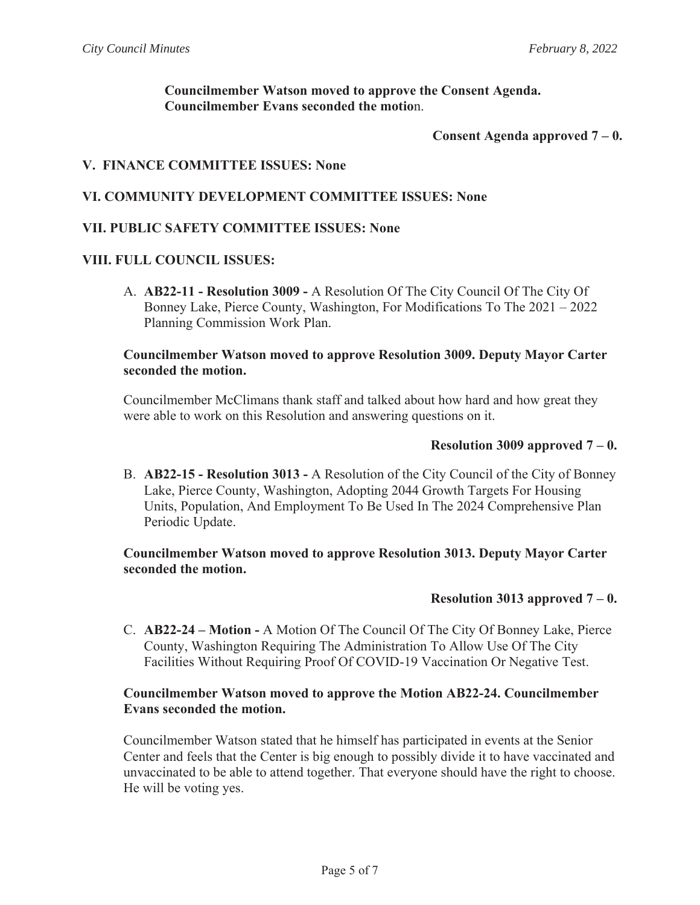**Councilmember Watson moved to approve the Consent Agenda. Councilmember Evans seconded the motio**n.

**Consent Agenda approved 7 – 0.**

## V. FINANCE COMMITTEE ISSUES: None

## VI. COMMUNITY DEVELOPMENT COMMITTEE ISSUES: None

## VII. PUBLIC SAFETY COMMITTEE ISSUES: None

## VIII. FULL COUNCIL ISSUES:

A. **AB22-11 - Resolution 3009 -** A Resolution Of The City Council Of The City Of Bonney Lake, Pierce County, Washington, For Modifications To The 2021 – 2022 Planning Commission Work Plan.

**Councilmember Watson moved to approve Resolution 3009. Deputy Mayor Carter seconded the motion.**

Councilmember McClimans thank staff and talked about how hard and how great they were able to work on this Resolution and answering questions on it.

**Resolution 3009 approved 7 – 0.**

B. **AB22-15 - Resolution 3013 -** A Resolution of the City Council of the City of Bonney Lake, Pierce County, Washington, Adopting 2044 Growth Targets For Housing Units, Population, And Employment To Be Used In The 2024 Comprehensive Plan Periodic Update.

**Councilmember Watson moved to approve Resolution 3013. Deputy Mayor Carter seconded the motion.**

**Resolution 3013 approved 7 – 0.**

C. **AB22-24 – Motion -** A Motion Of The Council Of The City Of Bonney Lake, Pierce County, Washington Requiring The Administration To Allow Use Of The City Facilities Without Requiring Proof Of COVID-19 Vaccination Or Negative Test.

**Councilmember Watson moved to approve the Motion AB22-24. Councilmember Evans seconded the motion.**

Councilmember Watson stated that he himself has participated in events at the Senior Center and feels that the Center is big enough to possibly divide it to have vaccinated and unvaccinated to be able to attend together. That everyone should have the right to choose. He will be voting yes.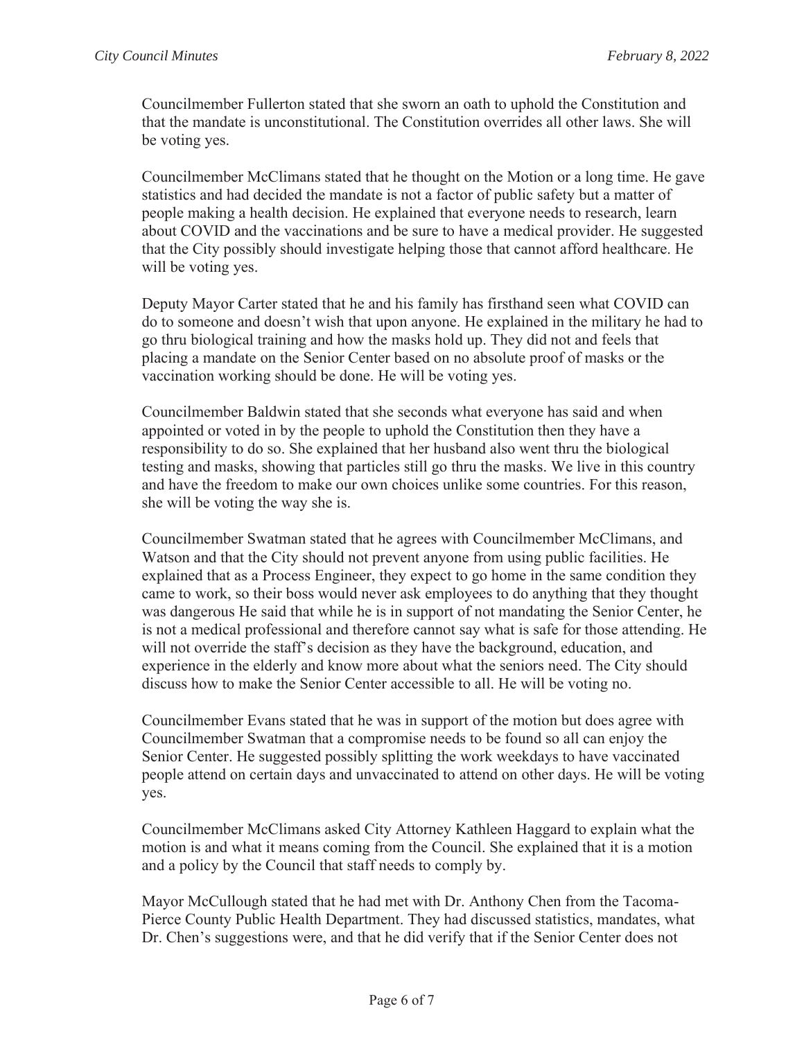Councilmember Fullerton stated that she sworn an oath to uphold the Constitution and that the mandate is unconstitutional. The Constitution overrides all other laws. She will be voting yes.

Councilmember McClimans stated that he thought on the Motion or a long time. He gave statistics and had decided the mandate is not a factor of public safety but a matter of people making a health decision. He explained that everyone needs to research, learn about COVID and the vaccinations and be sure to have a medical provider. He suggested that the City possibly should investigate helping those that cannot afford healthcare. He will be voting yes.

Deputy Mayor Carter stated that he and his family has firsthand seen what COVID can do to someone and doesn't wish that upon anyone. He explained in the military he had to go thru biological training and how the masks hold up. They did not and feels that placing a mandate on the Senior Center based on no absolute proof of masks or the vaccination working should be done. He will be voting yes.

Councilmember Baldwin stated that she seconds what everyone has said and when appointed or voted in by the people to uphold the Constitution then they have a responsibility to do so. She explained that her husband also went thru the biological testing and masks, showing that particles still go thru the masks. We live in this country and have the freedom to make our own choices unlike some countries. For this reason, she will be voting the way she is.

Councilmember Swatman stated that he agrees with Councilmember McClimans, and Watson and that the City should not prevent anyone from using public facilities. He explained that as a Process Engineer, they expect to go home in the same condition they came to work, so their boss would never ask employees to do anything that they thought was dangerous He said that while he is in support of not mandating the Senior Center, he is not a medical professional and therefore cannot say what is safe for those attending. He will not override the staff's decision as they have the background, education, and experience in the elderly and know more about what the seniors need. The City should discuss how to make the Senior Center accessible to all. He will be voting no.

Councilmember Evans stated that he was in support of the motion but does agree with Councilmember Swatman that a compromise needs to be found so all can enjoy the Senior Center. He suggested possibly splitting the work weekdays to have vaccinated people attend on certain days and unvaccinated to attend on other days. He will be voting yes.

Councilmember McClimans asked City Attorney Kathleen Haggard to explain what the motion is and what it means coming from the Council. She explained that it is a motion and a policy by the Council that staff needs to comply by.

Mayor McCullough stated that he had met with Dr. Anthony Chen from the Tacoma-Pierce County Public Health Department. They had discussed statistics, mandates, what Dr. Chen's suggestions were, and that he did verify that if the Senior Center does not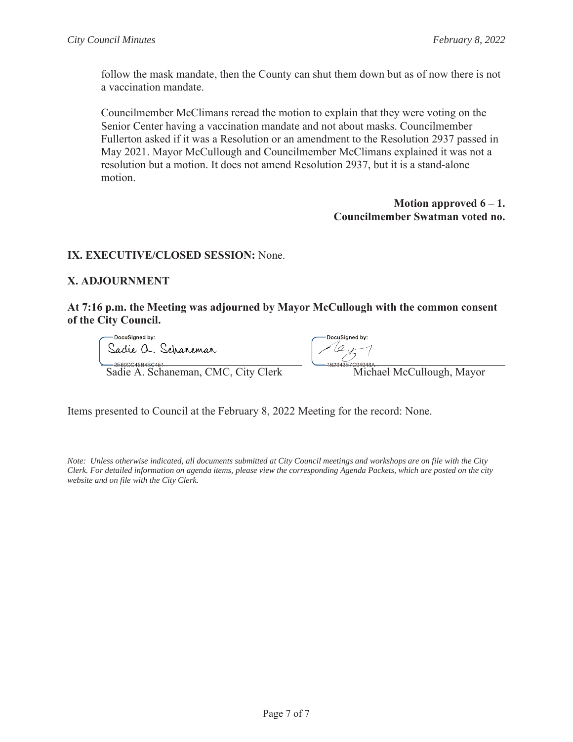follow the mask mandate, then the County can shut them down but as of now there is not a vaccination mandate.

Councilmember McClimans reread the motion to explain that they were voting on the Senior Center having a vaccination mandate and not about masks. Councilmember Fullerton asked if it was a Resolution or an amendment to the Resolution 2937 passed in May 2021. Mayor McCullough and Councilmember McClimans explained it was not a resolution but a motion. It does not amend Resolution 2937, but it is a stand-alone motion.

**Motion approved 6 – 1.**
**Councilmember Swatman voted no.**

**IX. EXECUTIVE/CLOSED SESSION:** None.

**X. ADJOURNMENT**

**At 7:16 p.m. the Meeting was adjourned by Mayor McCullough with the common consent of the City Council.**

DocuSigned by:
Sadie A. Schaneman
3E60DC45B4BC451

Sadie A. Schaneman, CMC, City Clerk

DocuSigned by:
1B2943E7C34048A...

Michael McCullough, Mayor

Items presented to Council at the February 8, 2022 Meeting for the record: None.

*Note: Unless otherwise indicated, all documents submitted at City Council meetings and workshops are on file with the City Clerk. For detailed information on agenda items, please view the corresponding Agenda Packets, which are posted on the city website and on file with the City Clerk.*